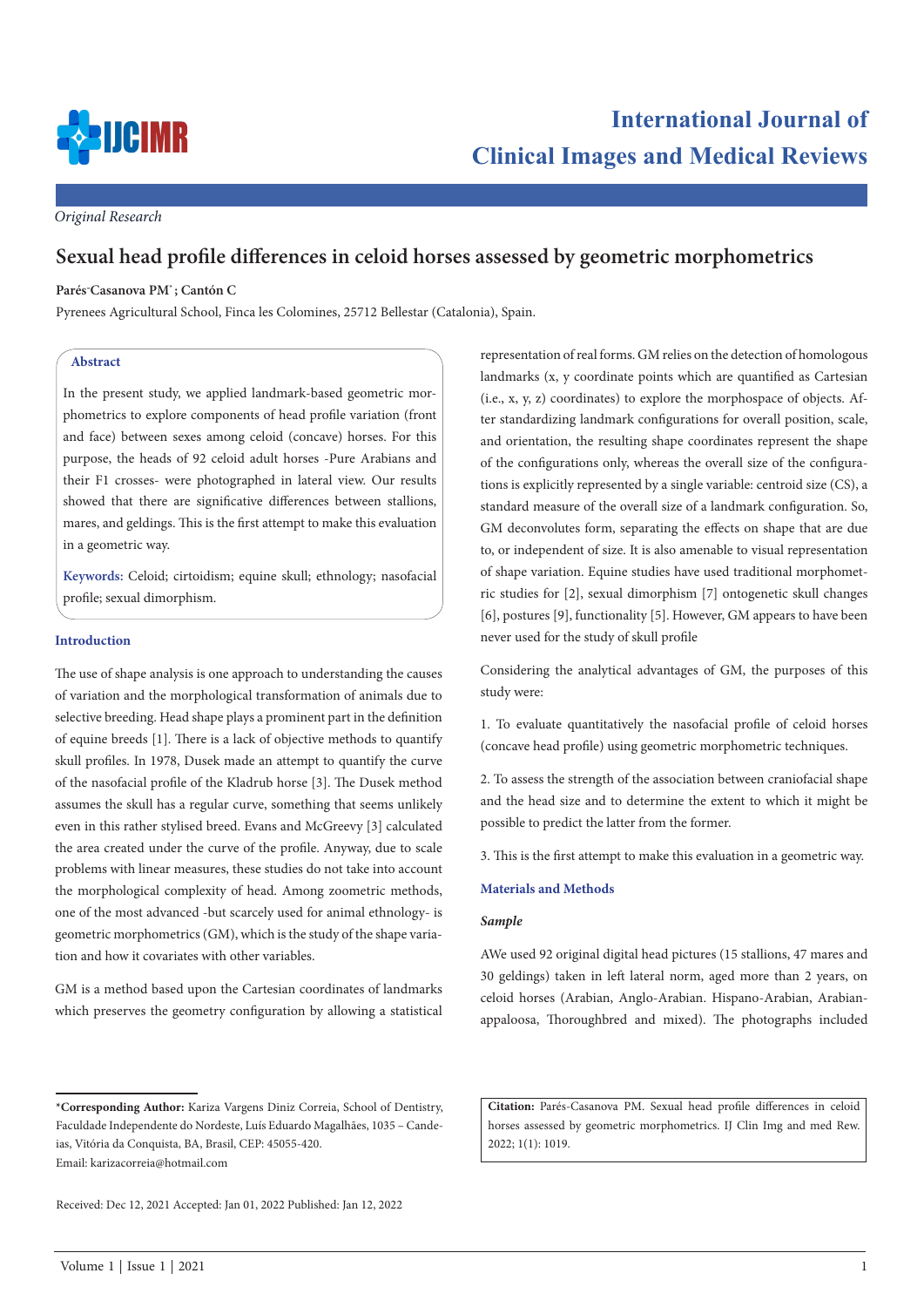*Original Research*

# Sexual head profile differences in celoid horses assessed by geometric morphometrics

**Parés-Casanova PM*; Cantón C**

Pyrenees Agricultural School, Finca les Colomines, 25712 Bellestar (Catalonia), Spain.

## Abstract

In the present study, we applied landmark-based geometric morphometrics to explore components of head profile variation (front and face) between sexes among celoid (concave) horses. For this purpose, the heads of 92 celoid adult horses -Pure Arabians and their F1 crosses- were photographed in lateral view. Our results showed that there are significative differences between stallions, mares, and geldings. This is the first attempt to make this evaluation in a geometric way.

**Keywords:** Celoid; cirtoidism; equine skull; ethnology; nasofacial profile; sexual dimorphism.

## Introduction

The use of shape analysis is one approach to understanding the causes of variation and the morphological transformation of animals due to selective breeding. Head shape plays a prominent part in the definition of equine breeds [1]. There is a lack of objective methods to quantify skull profiles. In 1978, Dusek made an attempt to quantify the curve of the nasofacial profile of the Kladrub horse [3]. The Dusek method assumes the skull has a regular curve, something that seems unlikely even in this rather stylised breed. Evans and McGreevy [3] calculated the area created under the curve of the profile. Anyway, due to scale problems with linear measures, these studies do not take into account the morphological complexity of head. Among zoometric methods, one of the most advanced -but scarcely used for animal ethnology- is geometric morphometrics (GM), which is the study of the shape variation and how it covaries with other variables.

GM is a method based upon the Cartesian coordinates of landmarks which preserves the geometry configuration by allowing a statistical representation of real forms. GM relies on the detection of homologous landmarks (x, y coordinate points which are quantified as Cartesian (i.e., x, y, z) coordinates) to explore the morphospace of objects. After standardizing landmark configurations for overall position, scale, and orientation, the resulting shape coordinates represent the shape of the configurations only, whereas the overall size of the configurations is explicitly represented by a single variable: centroid size (CS), a standard measure of the overall size of a landmark configuration. So, GM deconvolutes form, separating the effects on shape that are due to, or independent of size. It is also amenable to visual representation of shape variation. Equine studies have used traditional morphometric studies for [2], sexual dimorphism [7] ontogenetic skull changes [6], postures [9], functionality [5]. However, GM appears to have been never used for the study of skull profile

Considering the analytical advantages of GM, the purposes of this study were:

1. To evaluate quantitatively the nasofacial profile of celoid horses (concave head profile) using geometric morphometric techniques.

2. To assess the strength of the association between craniofacial shape and the head size and to determine the extent to which it might be possible to predict the latter from the former.

3. This is the first attempt to make this evaluation in a geometric way.

## Materials and Methods

### *Sample*

AWe used 92 original digital head pictures (15 stallions, 47 mares and 30 geldings) taken in left lateral norm, aged more than 2 years, on celoid horses (Arabian, Anglo-Arabian. Hispano-Arabian, Arabian-appaloosa, Thoroughbred and mixed). The photographs included

*__Corresponding Author:__ Kariza Vargens Diniz Correia, School of Dentistry, Faculdade Independente do Nordeste, Luís Eduardo Magalhães, 1035 – Candeias, Vitória da Conquista, BA, Brasil, CEP: 45055-420.
Email: karizacorreia@hotmail.com

Received: Dec 12, 2021 Accepted: Jan 01, 2022 Published: Jan 12, 2022

**Citation:** Parés-Casanova PM. Sexual head profile differences in celoid horses assessed by geometric morphometrics. IJ Clin Img and med Rew. 2022; 1(1): 1019.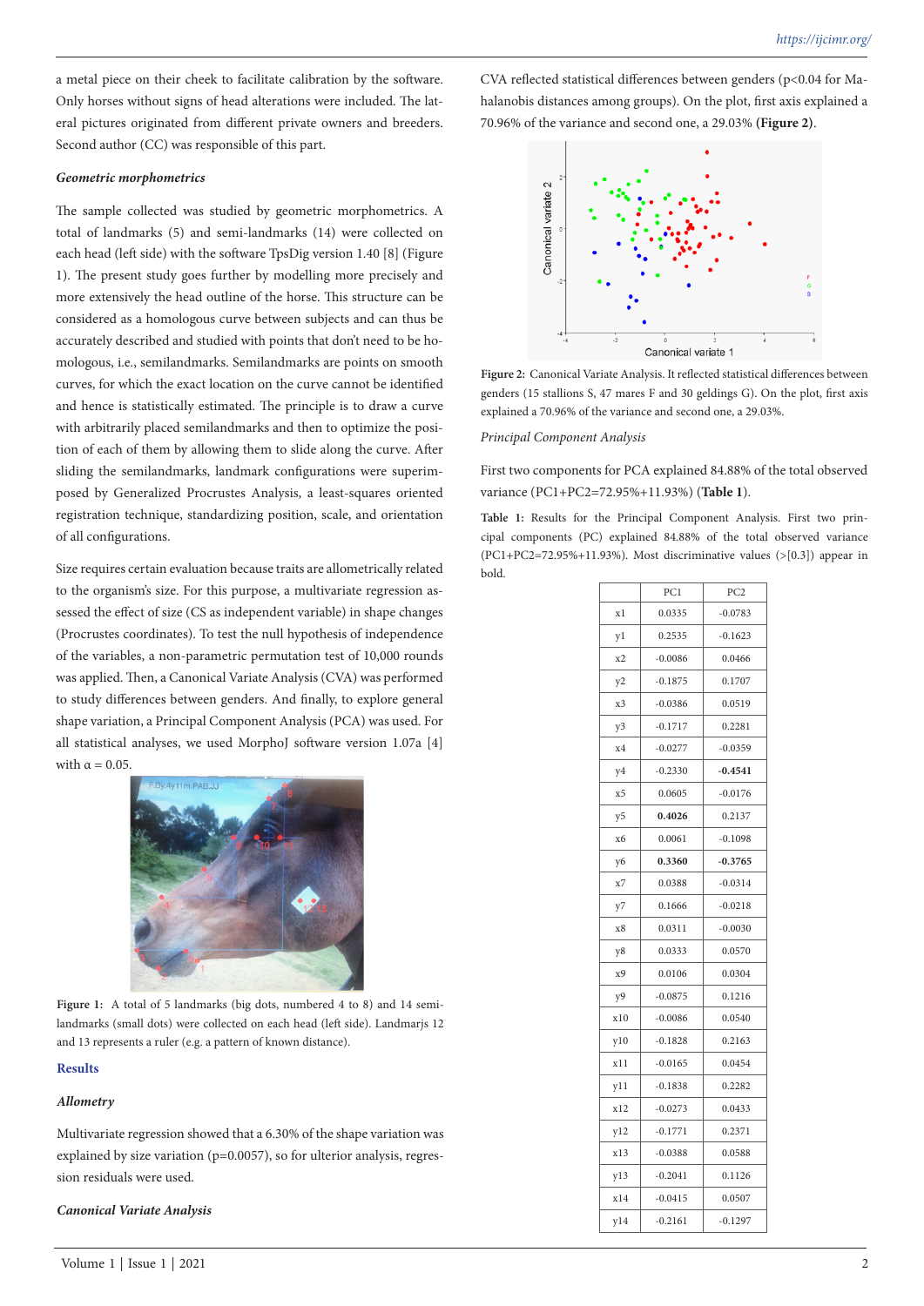a metal piece on their cheek to facilitate calibration by the software. Only horses without signs of head alterations were included. The lateral pictures originated from different private owners and breeders. Second author (CC) was responsible of this part.

### *Geometric morphometrics*

The sample collected was studied by geometric morphometrics. A total of landmarks (5) and semi-landmarks (14) were collected on each head (left side) with the software TpsDig version 1.40 [8] (Figure 1). The present study goes further by modelling more precisely and more extensively the head outline of the horse. This structure can be considered as a homologous curve between subjects and can thus be accurately described and studied with points that don't need to be homologous, i.e., semilandmarks. Semilandmarks are points on smooth curves, for which the exact location on the curve cannot be identified and hence is statistically estimated. The principle is to draw a curve with arbitrarily placed semilandmarks and then to optimize the position of each of them by allowing them to slide along the curve. After sliding the semilandmarks, landmark configurations were superimposed by Generalized Procrustes Analysis, a least-squares oriented registration technique, standardizing position, scale, and orientation of all configurations.

Size requires certain evaluation because traits are allometrically related to the organism's size. For this purpose, a multivariate regression assessed the effect of size (CS as independent variable) in shape changes (Procrustes coordinates). To test the null hypothesis of independence of the variables, a non-parametric permutation test of 10,000 rounds was applied. Then, a Canonical Variate Analysis (CVA) was performed to study differences between genders. And finally, to explore general shape variation, a Principal Component Analysis (PCA) was used. For all statistical analyses, we used MorphoJ software version 1.07a [4] with $\alpha = 0.05$.

**Figure 1:** A total of 5 landmarks (big dots, numbered 4 to 8) and 14 semilandmarks (small dots) were collected on each head (left side). Landmarjs 12 and 13 represents a ruler (e.g. a pattern of known distance).

## Results

### *Allometry*

Multivariate regression showed that a 6.30% of the shape variation was explained by size variation ($p=0.0057$), so for ulterior analysis, regression residuals were used.

### *Canonical Variate Analysis*

CVA reflected statistical differences between genders ($p<0.04$ for Mahalanobis distances among groups). On the plot, first axis explained a 70.96% of the variance and second one, a 29.03% **(Figure 2)**.

**Figure 2:** Canonical Variate Analysis. It reflected statistical differences between genders (15 stallions S, 47 mares F and 30 geldings G). On the plot, first axis explained a 70.96% of the variance and second one, a 29.03%.

### *Principal Component Analysis*

First two components for PCA explained 84.88% of the total observed variance (PC1+PC2=72.95%+11.93%) (**Table 1**).

**Table 1:** Results for the Principal Component Analysis. First two principal components (PC) explained 84.88% of the total observed variance (PC1+PC2=72.95%+11.93%). Most discriminative values (>[0.3]) appear in bold.

| | PC1 | PC2 |
|---|---|---|
| x1 | 0.0335 | -0.0783 |
| y1 | 0.2535 | -0.1623 |
| x2 | -0.0086 | 0.0466 |
| y2 | -0.1875 | 0.1707 |
| x3 | -0.0386 | 0.0519 |
| y3 | -0.1717 | 0.2281 |
| x4 | -0.0277 | -0.0359 |
| y4 | -0.2330 | **-0.4541** |
| x5 | 0.0605 | -0.0176 |
| y5 | **0.4026** | 0.2137 |
| x6 | 0.0061 | -0.1098 |
| y6 | **0.3360** | **-0.3765** |
| x7 | 0.0388 | -0.0314 |
| y7 | 0.1666 | -0.0218 |
| x8 | 0.0311 | -0.0030 |
| y8 | 0.0333 | 0.0570 |
| x9 | 0.0106 | 0.0304 |
| y9 | -0.0875 | 0.1216 |
| x10 | -0.0086 | 0.0540 |
| y10 | -0.1828 | 0.2163 |
| x11 | -0.0165 | 0.0454 |
| y11 | -0.1838 | 0.2282 |
| x12 | -0.0273 | 0.0433 |
| y12 | -0.1771 | 0.2371 |
| x13 | -0.0388 | 0.0588 |
| y13 | -0.2041 | 0.1126 |
| x14 | -0.0415 | 0.0507 |
| y14 | -0.2161 | -0.1297 |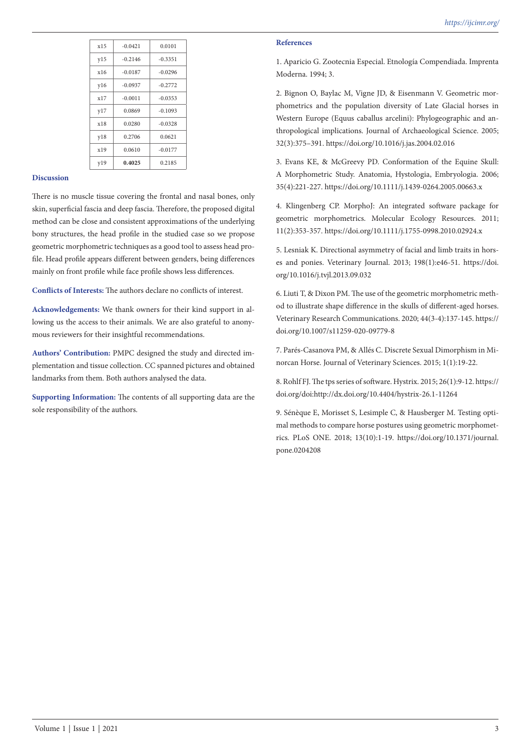| | | |
|---|---|---|
| x15 | -0.0421 | 0.0101 |
| y15 | -0.2146 | -0.3351 |
| x16 | -0.0187 | -0.0296 |
| y16 | -0.0937 | -0.2772 |
| x17 | -0.0011 | -0.0353 |
| y17 | 0.0869 | -0.1093 |
| x18 | 0.0280 | -0.0328 |
| y18 | 0.2706 | 0.0621 |
| x19 | 0.0610 | -0.0177 |
| y19 | **0.4025** | 0.2185 |

## Discussion

There is no muscle tissue covering the frontal and nasal bones, only skin, superficial fascia and deep fascia. Therefore, the proposed digital method can be close and consistent approximations of the underlying bony structures, the head profile in the studied case so we propose geometric morphometric techniques as a good tool to assess head profile. Head profile appears different between genders, being differences mainly on front profile while face profile shows less differences.

**Conflicts of Interests:** The authors declare no conflicts of interest.

**Acknowledgements:** We thank owners for their kind support in allowing us the access to their animals. We are also grateful to anonymous reviewers for their insightful recommendations.

**Authors' Contribution:** PMPC designed the study and directed implementation and tissue collection. CC spanned pictures and obtained landmarks from them. Both authors analysed the data.

**Supporting Information:** The contents of all supporting data are the sole responsibility of the authors.

## References

1. Aparicio G. Zootecnia Especial. Etnología Compendiada. Imprenta Moderna. 1994; 3.

2. Bignon O, Baylac M, Vigne JD, & Eisenmann V. Geometric morphometrics and the population diversity of Late Glacial horses in Western Europe (Equus caballus arcelini): Phylogeographic and anthropological implications. Journal of Archaeological Science. 2005; 32(3):375–391. https://doi.org/10.1016/j.jas.2004.02.016

3. Evans KE, & McGreevy PD. Conformation of the Equine Skull: A Morphometric Study. Anatomia, Hystologia, Embryologia. 2006; 35(4):221-227. https://doi.org/10.1111/j.1439-0264.2005.00663.x

4. Klingenberg CP. MorphoJ: An integrated software package for geometric morphometrics. Molecular Ecology Resources. 2011; 11(2):353-357. https://doi.org/10.1111/j.1755-0998.2010.02924.x

5. Lesniak K. Directional asymmetry of facial and limb traits in horses and ponies. Veterinary Journal. 2013; 198(1):e46-51. https://doi.org/10.1016/j.tvjl.2013.09.032

6. Liuti T, & Dixon PM. The use of the geometric morphometric method to illustrate shape difference in the skulls of different-aged horses. Veterinary Research Communications. 2020; 44(3-4):137-145. https://doi.org/10.1007/s11259-020-09779-8

7. Parés-Casanova PM, & Allés C. Discrete Sexual Dimorphism in Minorcan Horse. Journal of Veterinary Sciences. 2015; 1(1):19-22.

8. Rohlf FJ. The tps series of software. Hystrix. 2015; 26(1):9-12. https://doi.org/doi:http://dx.doi.org/10.4404/hystrix-26.1-11264

9. Sénèque E, Morisset S, Lesimple C, & Hausberger M. Testing optimal methods to compare horse postures using geometric morphometrics. PLoS ONE. 2018; 13(10):1-19. https://doi.org/10.1371/journal.pone.0204208